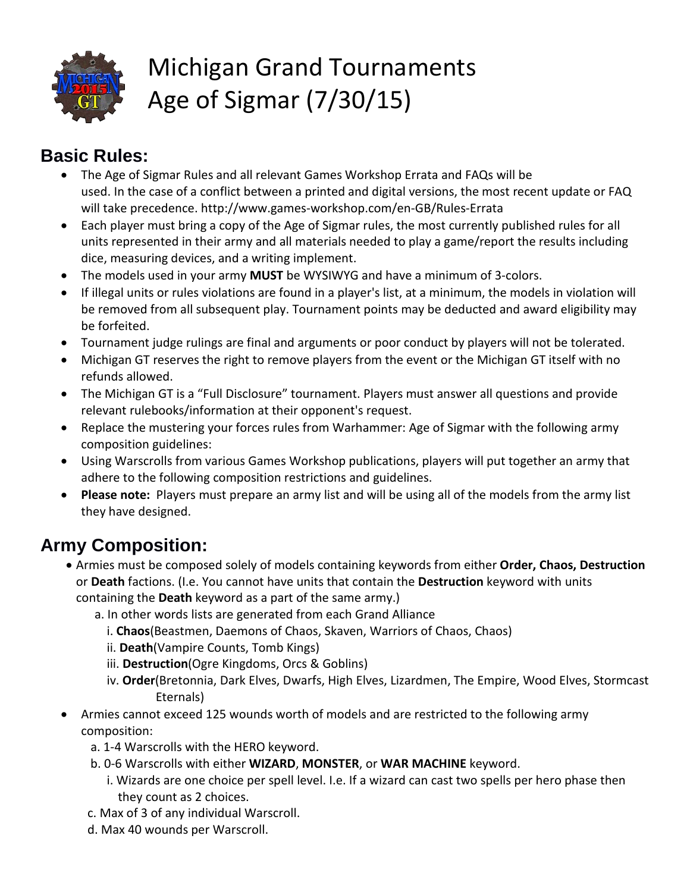# Michigan Grand Tournaments Age of Sigmar (7/30/15)

## Basic Rules:

- The Age of Sigmar Rules and all relevant Games Workshop Errata and FAQs will be used. In the case of a conflict between a printed and digital versions, the most recent update or FAQ will take precedence. http://www.games-workshop.com/en-GB/Rules-Errata
- Each player must bring a copy of the Age of Sigmar rules, the most currently published rules for all units represented in their army and all materials needed to play a game/report the results including dice, measuring devices, and a writing implement.
- The models used in your army **MUST** be WYSIWYG and have a minimum of 3-colors.
- If illegal units or rules violations are found in a player's list, at a minimum, the models in violation will be removed from all subsequent play. Tournament points may be deducted and award eligibility may be forfeited.
- Tournament judge rulings are final and arguments or poor conduct by players will not be tolerated.
- Michigan GT reserves the right to remove players from the event or the Michigan GT itself with no refunds allowed.
- The Michigan GT is a "Full Disclosure" tournament. Players must answer all questions and provide relevant rulebooks/information at their opponent's request.
- Replace the mustering your forces rules from Warhammer: Age of Sigmar with the following army composition guidelines:
- Using Warscrolls from various Games Workshop publications, players will put together an army that adhere to the following composition restrictions and guidelines.
- **Please note:** Players must prepare an army list and will be using all of the models from the army list they have designed.

## Army Composition:

- Armies must be composed solely of models containing keywords from either **Order, Chaos, Destruction** or **Death** factions. (I.e. You cannot have units that contain the **Destruction** keyword with units containing the **Death** keyword as a part of the same army.)
  - a. In other words lists are generated from each Grand Alliance
    - i. **Chaos**(Beastmen, Daemons of Chaos, Skaven, Warriors of Chaos, Chaos)
    - ii. **Death**(Vampire Counts, Tomb Kings)
    - iii. **Destruction**(Ogre Kingdoms, Orcs & Goblins)
    - iv. **Order**(Bretonnia, Dark Elves, Dwarfs, High Elves, Lizardmen, The Empire, Wood Elves, Stormcast Eternals)
- Armies cannot exceed 125 wounds worth of models and are restricted to the following army composition:
  - a. 1-4 Warscrolls with the HERO keyword.
  - b. 0-6 Warscrolls with either **WIZARD**, **MONSTER**, or **WAR MACHINE** keyword.
    - i. Wizards are one choice per spell level. I.e. If a wizard can cast two spells per hero phase then they count as 2 choices.
  - c. Max of 3 of any individual Warscroll.
  - d. Max 40 wounds per Warscroll.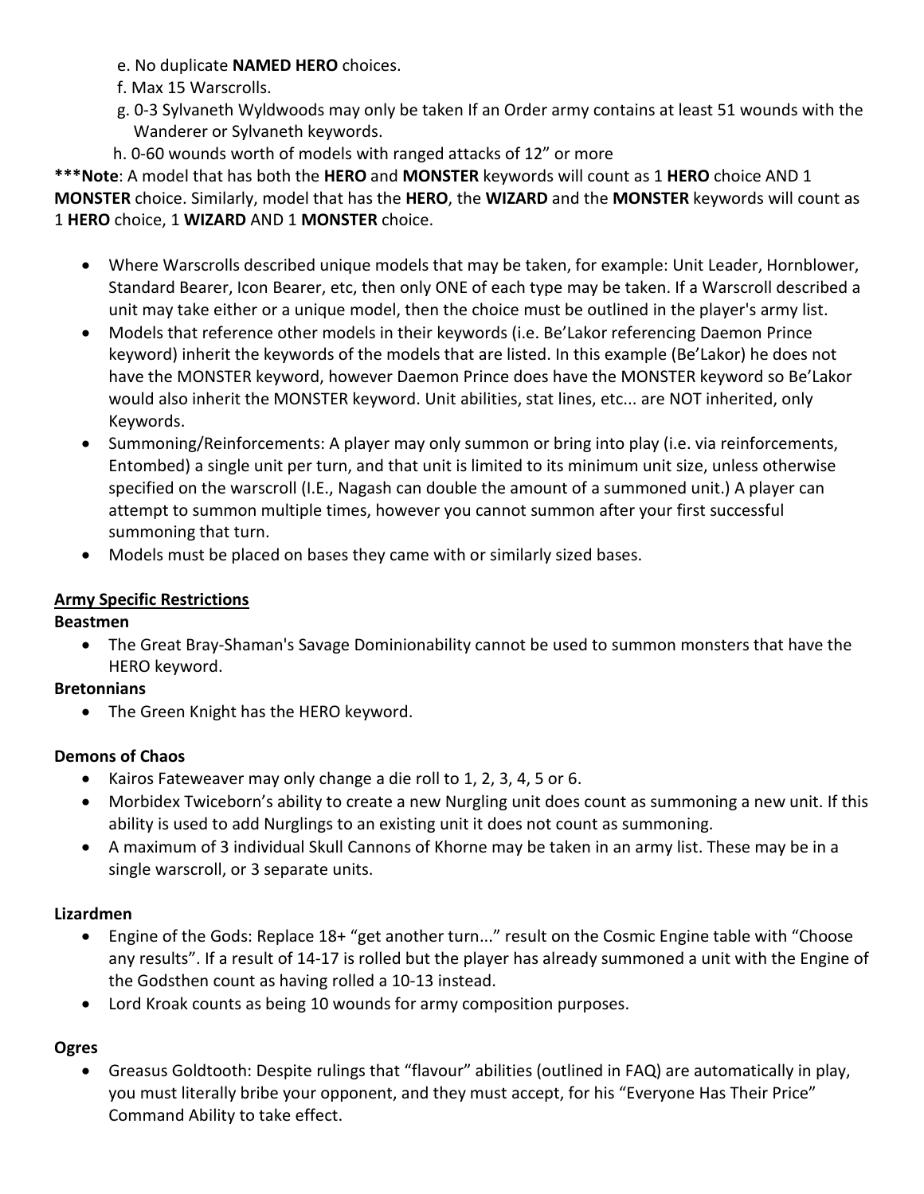e. No duplicate **NAMED HERO** choices.
f. Max 15 Warscrolls.
g. 0-3 Sylvaneth Wyldwoods may only be taken If an Order army contains at least 51 wounds with the Wanderer or Sylvaneth keywords.
h. 0-60 wounds worth of models with ranged attacks of 12” or more

***Note**: A model that has both the **HERO** and **MONSTER** keywords will count as 1 **HERO** choice AND 1 **MONSTER** choice. Similarly, model that has the **HERO**, the **WIZARD** and the **MONSTER** keywords will count as 1 **HERO** choice, 1 **WIZARD** AND 1 **MONSTER** choice.

- Where Warscrolls described unique models that may be taken, for example: Unit Leader, Hornblower, Standard Bearer, Icon Bearer, etc, then only ONE of each type may be taken. If a Warscroll described a unit may take either or a unique model, then the choice must be outlined in the player's army list.
- Models that reference other models in their keywords (i.e. Be’Lakor referencing Daemon Prince keyword) inherit the keywords of the models that are listed. In this example (Be’Lakor) he does not have the MONSTER keyword, however Daemon Prince does have the MONSTER keyword so Be’Lakor would also inherit the MONSTER keyword. Unit abilities, stat lines, etc... are NOT inherited, only Keywords.
- Summoning/Reinforcements: A player may only summon or bring into play (i.e. via reinforcements, Entombed) a single unit per turn, and that unit is limited to its minimum unit size, unless otherwise specified on the warscroll (I.E., Nagash can double the amount of a summoned unit.) A player can attempt to summon multiple times, however you cannot summon after your first successful summoning that turn.
- Models must be placed on bases they came with or similarly sized bases.

## Army Specific Restrictions

### Beastmen

- The Great Bray-Shaman's Savage Dominionability cannot be used to summon monsters that have the HERO keyword.

### Bretonnians

- The Green Knight has the HERO keyword.

### Demons of Chaos

- Kairos Fateweaver may only change a die roll to 1, 2, 3, 4, 5 or 6.
- Morbidex Twiceborn’s ability to create a new Nurgling unit does count as summoning a new unit. If this ability is used to add Nurglings to an existing unit it does not count as summoning.
- A maximum of 3 individual Skull Cannons of Khorne may be taken in an army list. These may be in a single warscroll, or 3 separate units.

### Lizardmen

- Engine of the Gods: Replace 18+ “get another turn...” result on the Cosmic Engine table with “Choose any results”. If a result of 14-17 is rolled but the player has already summoned a unit with the Engine of the Godsthen count as having rolled a 10-13 instead.
- Lord Kroak counts as being 10 wounds for army composition purposes.

### Ogres

- Greasus Goldtooth: Despite rulings that “flavour” abilities (outlined in FAQ) are automatically in play, you must literally bribe your opponent, and they must accept, for his “Everyone Has Their Price” Command Ability to take effect.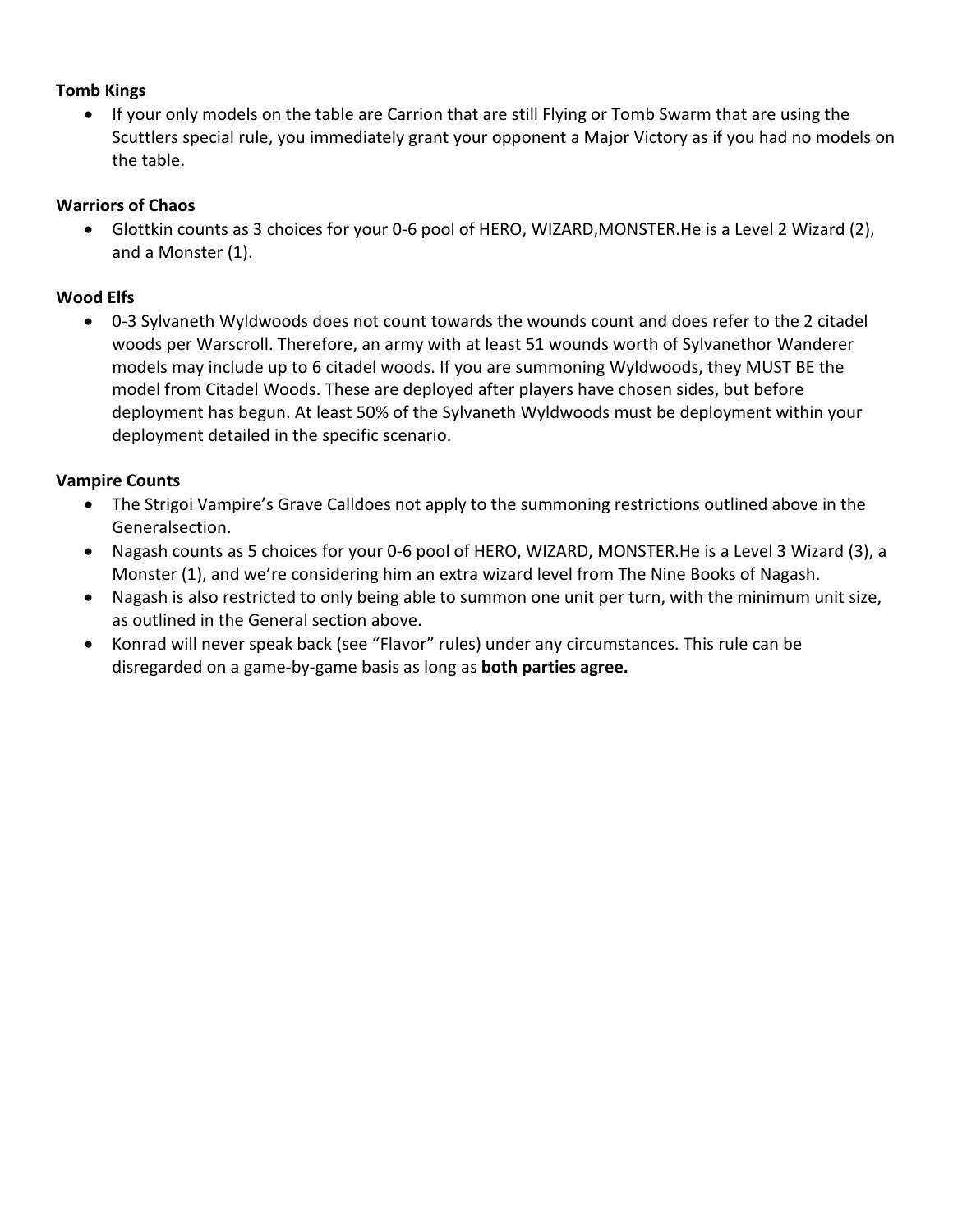**Tomb Kings**

- If your only models on the table are Carrion that are still Flying or Tomb Swarm that are using the Scuttlers special rule, you immediately grant your opponent a Major Victory as if you had no models on the table.

**Warriors of Chaos**

- Glottkin counts as 3 choices for your 0-6 pool of HERO, WIZARD,MONSTER.He is a Level 2 Wizard (2), and a Monster (1).

**Wood Elfs**

- 0-3 Sylvaneth Wyldwoods does not count towards the wounds count and does refer to the 2 citadel woods per Warscroll. Therefore, an army with at least 51 wounds worth of Sylvanethor Wanderer models may include up to 6 citadel woods. If you are summoning Wyldwoods, they MUST BE the model from Citadel Woods. These are deployed after players have chosen sides, but before deployment has begun. At least 50% of the Sylvaneth Wyldwoods must be deployment within your deployment detailed in the specific scenario.

**Vampire Counts**

- The Strigoi Vampire's Grave Calldoes not apply to the summoning restrictions outlined above in the Generalsection.
- Nagash counts as 5 choices for your 0-6 pool of HERO, WIZARD, MONSTER.He is a Level 3 Wizard (3), a Monster (1), and we're considering him an extra wizard level from The Nine Books of Nagash.
- Nagash is also restricted to only being able to summon one unit per turn, with the minimum unit size, as outlined in the General section above.
- Konrad will never speak back (see "Flavor" rules) under any circumstances. This rule can be disregarded on a game-by-game basis as long as **both parties agree.**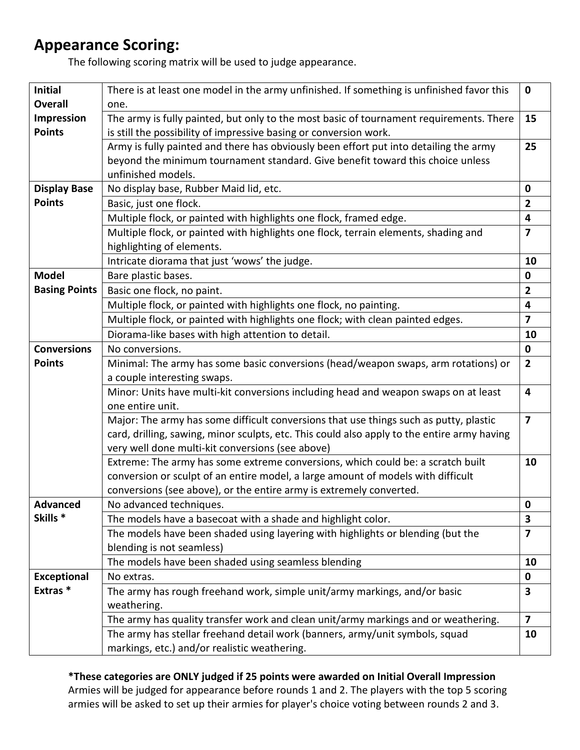## Appearance Scoring:

The following scoring matrix will be used to judge appearance.

| Category | Description | Points |
|---|---|---|
| **Initial Overall Impression Points** | There is at least one model in the army unfinished. If something is unfinished favor this one. | **0** |
| | The army is fully painted, but only to the most basic of tournament requirements. There is still the possibility of impressive basing or conversion work. | **15** |
| | Army is fully painted and there has obviously been effort put into detailing the army beyond the minimum tournament standard. Give benefit toward this choice unless unfinished models. | **25** |
| **Display Base Points** | No display base, Rubber Maid lid, etc. | **0** |
| | Basic, just one flock. | **2** |
| | Multiple flock, or painted with highlights one flock, framed edge. | **4** |
| | Multiple flock, or painted with highlights one flock, terrain elements, shading and highlighting of elements. | **7** |
| | Intricate diorama that just 'wows' the judge. | **10** |
| **Model Basing Points** | Bare plastic bases. | **0** |
| | Basic one flock, no paint. | **2** |
| | Multiple flock, or painted with highlights one flock, no painting. | **4** |
| | Multiple flock, or painted with highlights one flock; with clean painted edges. | **7** |
| | Diorama-like bases with high attention to detail. | **10** |
| **Conversions Points** | No conversions. | **0** |
| | Minimal: The army has some basic conversions (head/weapon swaps, arm rotations) or a couple interesting swaps. | **2** |
| | Minor: Units have multi-kit conversions including head and weapon swaps on at least one entire unit. | **4** |
| | Major: The army has some difficult conversions that use things such as putty, plastic card, drilling, sawing, minor sculpts, etc. This could also apply to the entire army having very well done multi-kit conversions (see above) | **7** |
| | Extreme: The army has some extreme conversions, which could be: a scratch built conversion or sculpt of an entire model, a large amount of models with difficult conversions (see above), or the entire army is extremely converted. | **10** |
| **Advanced Skills *** | No advanced techniques. | **0** |
| | The models have a basecoat with a shade and highlight color. | **3** |
| | The models have been shaded using layering with highlights or blending (but the blending is not seamless) | **7** |
| | The models have been shaded using seamless blending | **10** |
| **Exceptional Extras *** | No extras. | **0** |
| | The army has rough freehand work, simple unit/army markings, and/or basic weathering. | **3** |
| | The army has quality transfer work and clean unit/army markings and or weathering. | **7** |
| | The army has stellar freehand detail work (banners, army/unit symbols, squad markings, etc.) and/or realistic weathering. | **10** |

***These categories are ONLY judged if 25 points were awarded on Initial Overall Impression**

Armies will be judged for appearance before rounds 1 and 2. The players with the top 5 scoring armies will be asked to set up their armies for player's choice voting between rounds 2 and 3.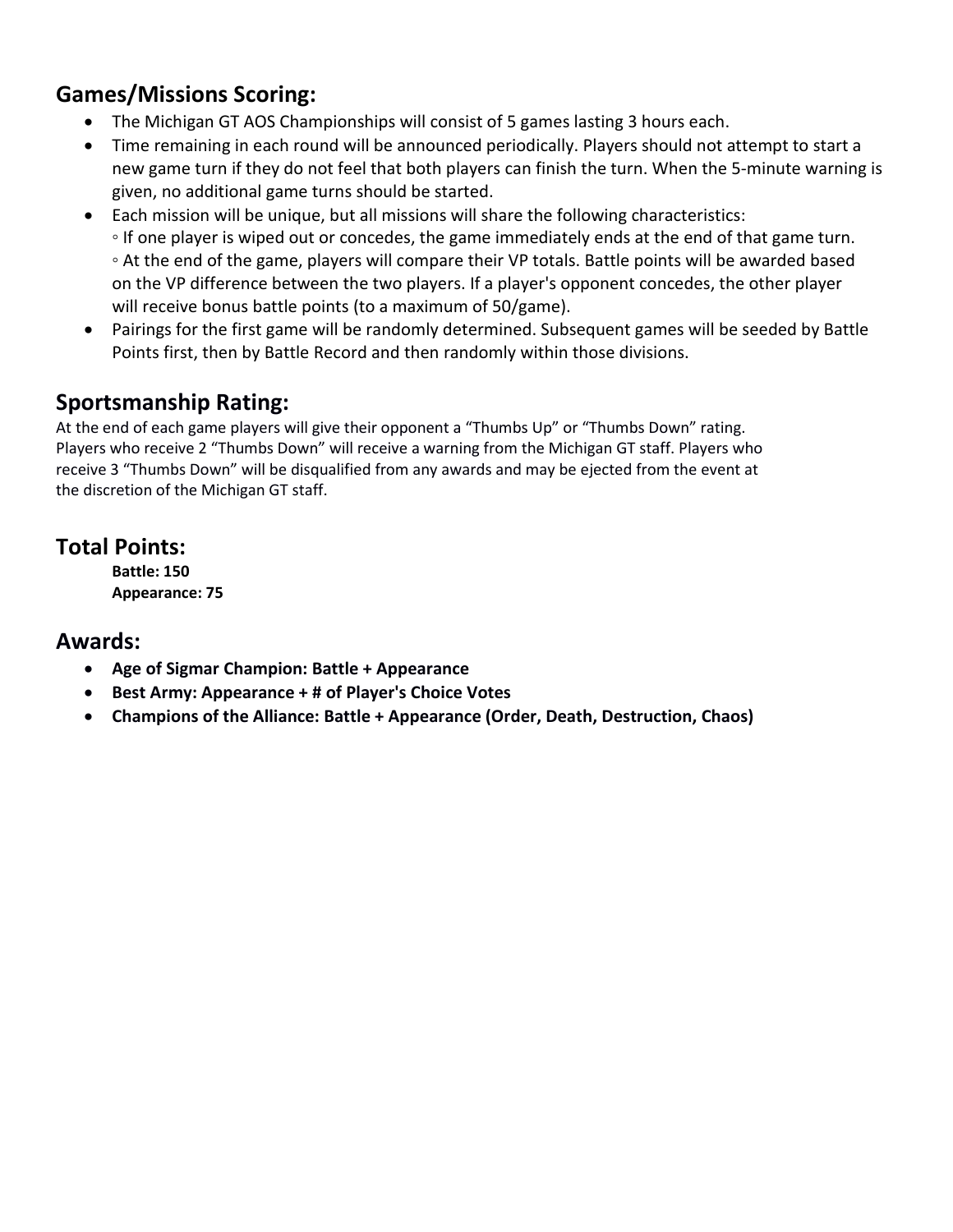## Games/Missions Scoring:

- The Michigan GT AOS Championships will consist of 5 games lasting 3 hours each.
- Time remaining in each round will be announced periodically. Players should not attempt to start a new game turn if they do not feel that both players can finish the turn. When the 5-minute warning is given, no additional game turns should be started.
- Each mission will be unique, but all missions will share the following characteristics:
  - If one player is wiped out or concedes, the game immediately ends at the end of that game turn.
  - At the end of the game, players will compare their VP totals. Battle points will be awarded based on the VP difference between the two players. If a player's opponent concedes, the other player will receive bonus battle points (to a maximum of 50/game).
- Pairings for the first game will be randomly determined. Subsequent games will be seeded by Battle Points first, then by Battle Record and then randomly within those divisions.

## Sportsmanship Rating:

At the end of each game players will give their opponent a "Thumbs Up" or "Thumbs Down" rating. Players who receive 2 "Thumbs Down" will receive a warning from the Michigan GT staff. Players who receive 3 "Thumbs Down" will be disqualified from any awards and may be ejected from the event at the discretion of the Michigan GT staff.

## Total Points:

**Battle: 150**
**Appearance: 75**

## Awards:

- **Age of Sigmar Champion: Battle + Appearance**
- **Best Army: Appearance + # of Player's Choice Votes**
- **Champions of the Alliance: Battle + Appearance (Order, Death, Destruction, Chaos)**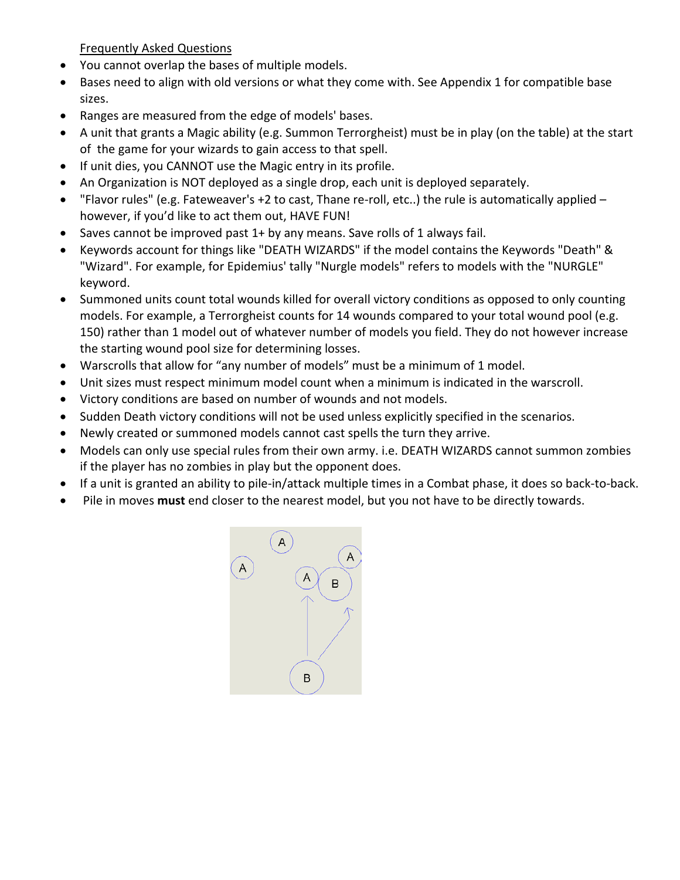Frequently Asked Questions

- You cannot overlap the bases of multiple models.
- Bases need to align with old versions or what they come with. See Appendix 1 for compatible base sizes.
- Ranges are measured from the edge of models' bases.
- A unit that grants a Magic ability (e.g. Summon Terrorgheist) must be in play (on the table) at the start of the game for your wizards to gain access to that spell.
- If unit dies, you CANNOT use the Magic entry in its profile.
- An Organization is NOT deployed as a single drop, each unit is deployed separately.
- "Flavor rules" (e.g. Fateweaver's +2 to cast, Thane re-roll, etc..) the rule is automatically applied – however, if you'd like to act them out, HAVE FUN!
- Saves cannot be improved past 1+ by any means. Save rolls of 1 always fail.
- Keywords account for things like "DEATH WIZARDS" if the model contains the Keywords "Death" & "Wizard". For example, for Epidemius' tally "Nurgle models" refers to models with the "NURGLE" keyword.
- Summoned units count total wounds killed for overall victory conditions as opposed to only counting models. For example, a Terrorgheist counts for 14 wounds compared to your total wound pool (e.g. 150) rather than 1 model out of whatever number of models you field. They do not however increase the starting wound pool size for determining losses.
- Warscrolls that allow for "any number of models" must be a minimum of 1 model.
- Unit sizes must respect minimum model count when a minimum is indicated in the warscroll.
- Victory conditions are based on number of wounds and not models.
- Sudden Death victory conditions will not be used unless explicitly specified in the scenarios.
- Newly created or summoned models cannot cast spells the turn they arrive.
- Models can only use special rules from their own army. i.e. DEATH WIZARDS cannot summon zombies if the player has no zombies in play but the opponent does.
- If a unit is granted an ability to pile-in/attack multiple times in a Combat phase, it does so back-to-back.
- Pile in moves **must** end closer to the nearest model, but you not have to be directly towards.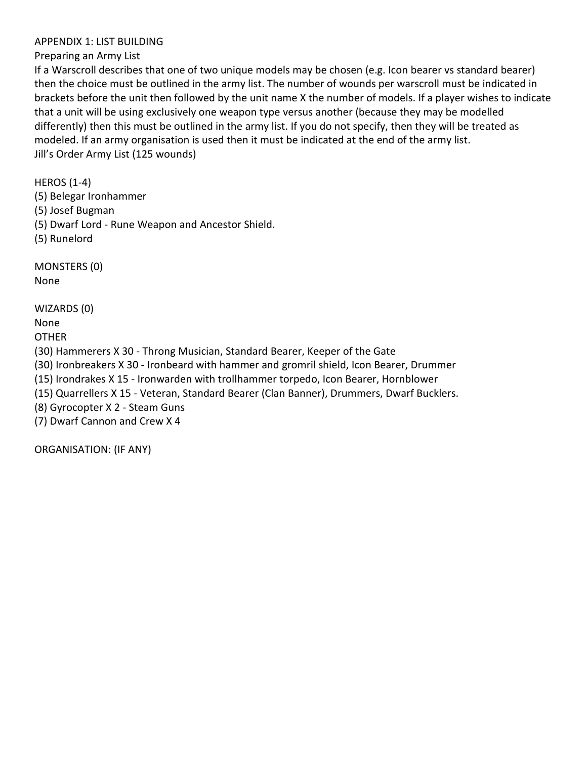# APPENDIX 1: LIST BUILDING

## Preparing an Army List

If a Warscroll describes that one of two unique models may be chosen (e.g. Icon bearer vs standard bearer) then the choice must be outlined in the army list. The number of wounds per warscroll must be indicated in brackets before the unit then followed by the unit name X the number of models. If a player wishes to indicate that a unit will be using exclusively one weapon type versus another (because they may be modelled differently) then this must be outlined in the army list. If you do not specify, then they will be treated as modeled. If an army organisation is used then it must be indicated at the end of the army list.

Jill's Order Army List (125 wounds)

HEROS (1-4)
(5) Belegar Ironhammer
(5) Josef Bugman
(5) Dwarf Lord - Rune Weapon and Ancestor Shield.
(5) Runelord

MONSTERS (0)
None

WIZARDS (0)
None

OTHER
(30) Hammerers X 30 - Throng Musician, Standard Bearer, Keeper of the Gate
(30) Ironbreakers X 30 - Ironbeard with hammer and gromril shield, Icon Bearer, Drummer
(15) Irondrakes X 15 - Ironwarden with trollhammer torpedo, Icon Bearer, Hornblower
(15) Quarrellers X 15 - Veteran, Standard Bearer (Clan Banner), Drummers, Dwarf Bucklers.
(8) Gyrocopter X 2 - Steam Guns
(7) Dwarf Cannon and Crew X 4

ORGANISATION: (IF ANY)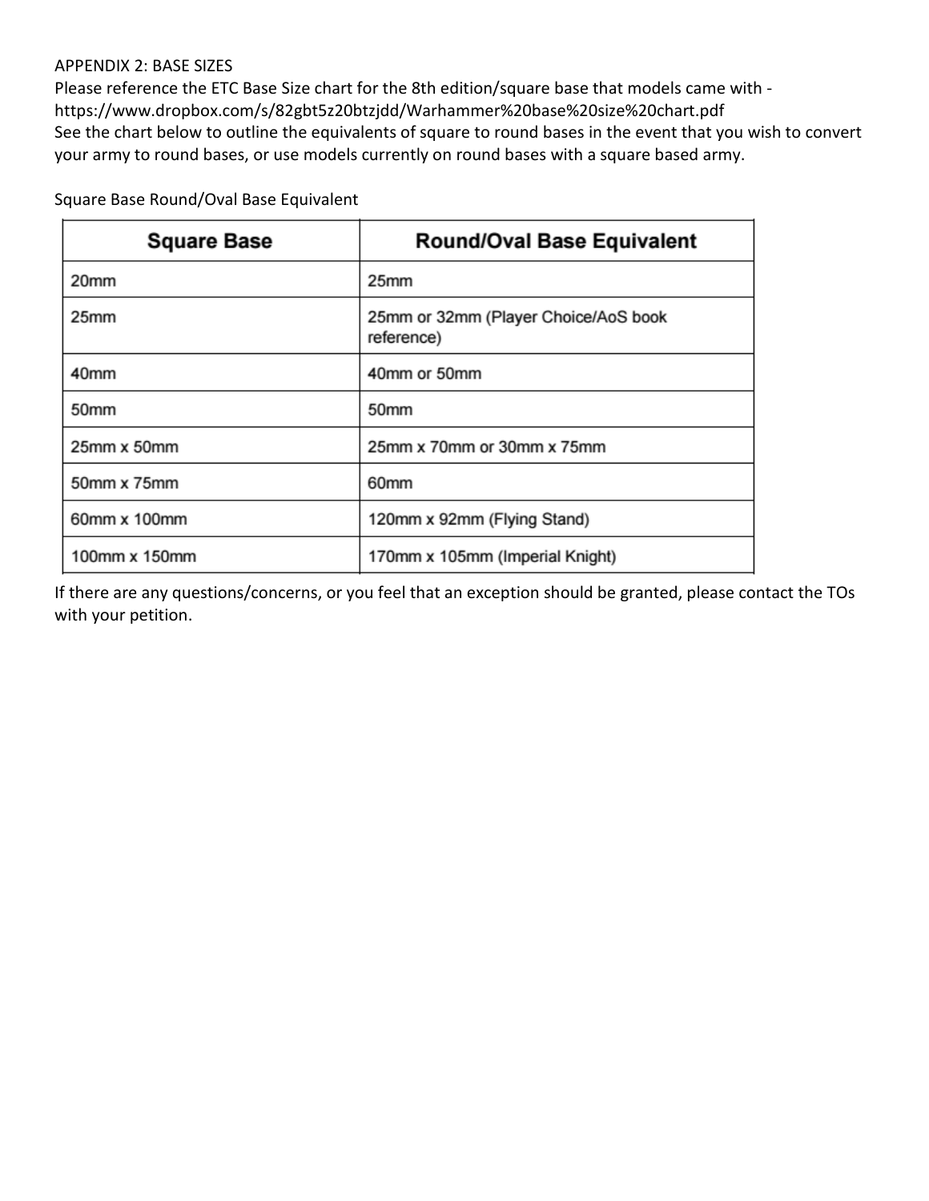APPENDIX 2: BASE SIZES

Please reference the ETC Base Size chart for the 8th edition/square base that models came with - https://www.dropbox.com/s/82gbt5z20btzjdd/Warhammer%20base%20size%20chart.pdf

See the chart below to outline the equivalents of square to round bases in the event that you wish to convert your army to round bases, or use models currently on round bases with a square based army.

Square Base Round/Oval Base Equivalent

| Square Base | Round/Oval Base Equivalent |
|---|---|
| 20mm | 25mm |
| 25mm | 25mm or 32mm (Player Choice/AoS book reference) |
| 40mm | 40mm or 50mm |
| 50mm | 50mm |
| 25mm x 50mm | 25mm x 70mm or 30mm x 75mm |
| 50mm x 75mm | 60mm |
| 60mm x 100mm | 120mm x 92mm (Flying Stand) |
| 100mm x 150mm | 170mm x 105mm (Imperial Knight) |

If there are any questions/concerns, or you feel that an exception should be granted, please contact the TOs with your petition.